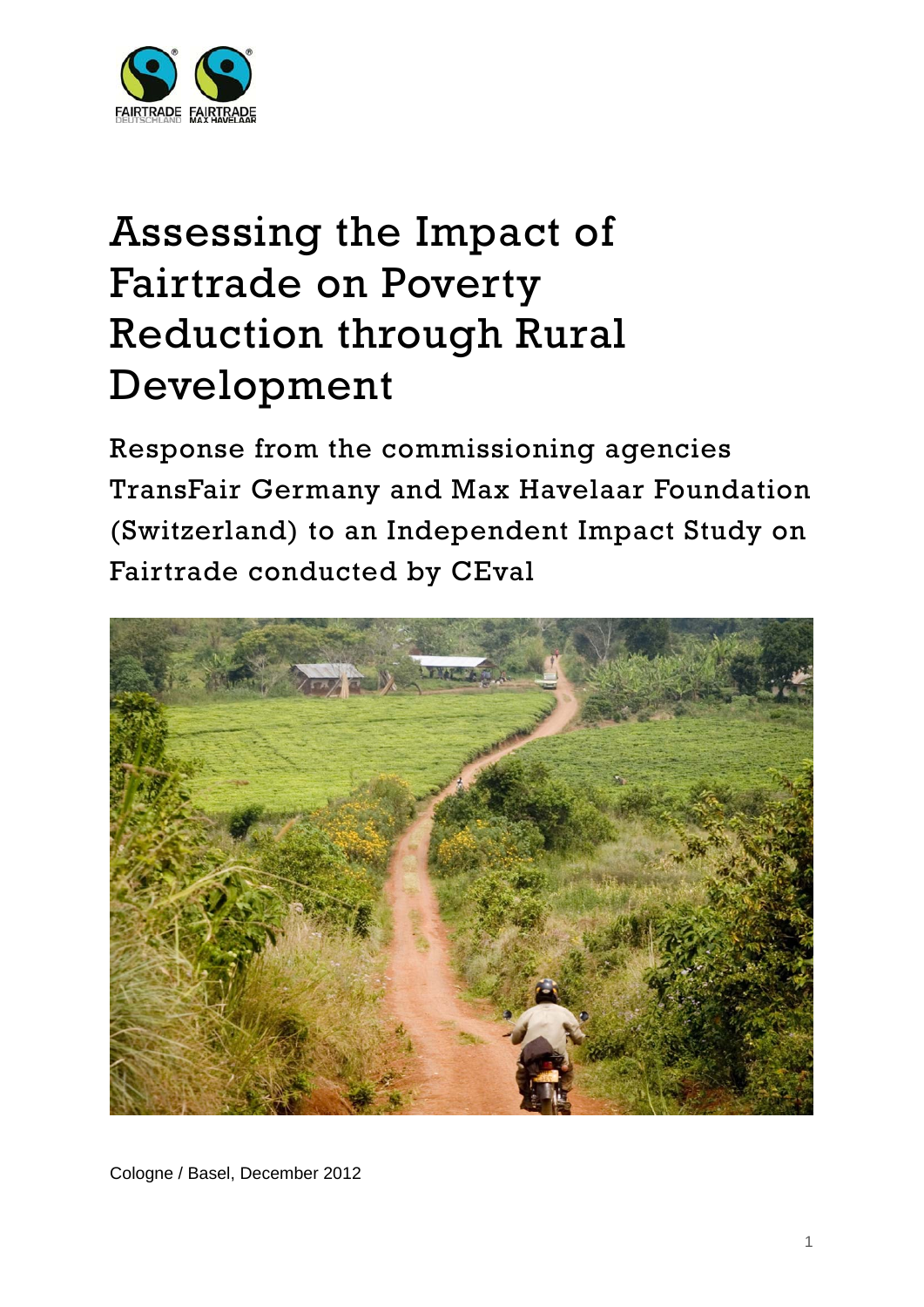# Assessing the Impact of Fairtrade on Poverty Reduction through Rural Development

## Response from the commissioning agencies TransFair Germany and Max Havelaar Foundation (Switzerland) to an Independent Impact Study on Fairtrade conducted by CEval

Cologne / Basel, December 2012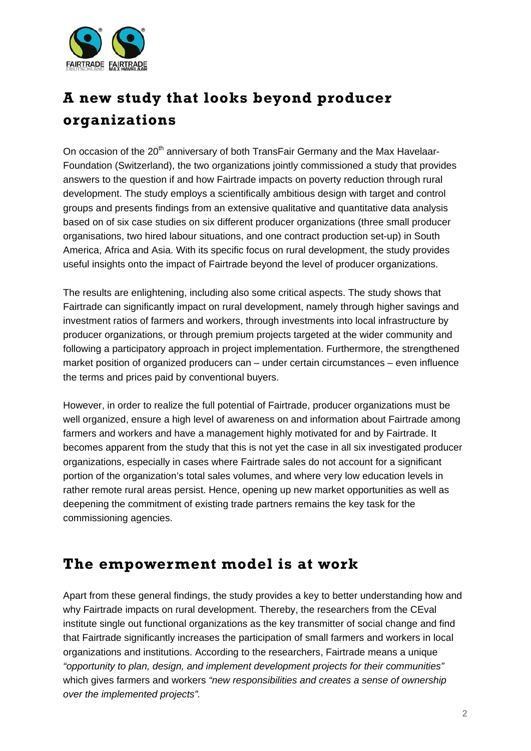## A new study that looks beyond producer organizations

On occasion of the 20th anniversary of both TransFair Germany and the Max Havelaar-Foundation (Switzerland), the two organizations jointly commissioned a study that provides answers to the question if and how Fairtrade impacts on poverty reduction through rural development. The study employs a scientifically ambitious design with target and control groups and presents findings from an extensive qualitative and quantitative data analysis based on of six case studies on six different producer organizations (three small producer organisations, two hired labour situations, and one contract production set-up) in South America, Africa and Asia. With its specific focus on rural development, the study provides useful insights onto the impact of Fairtrade beyond the level of producer organizations.

The results are enlightening, including also some critical aspects. The study shows that Fairtrade can significantly impact on rural development, namely through higher savings and investment ratios of farmers and workers, through investments into local infrastructure by producer organizations, or through premium projects targeted at the wider community and following a participatory approach in project implementation. Furthermore, the strengthened market position of organized producers can – under certain circumstances – even influence the terms and prices paid by conventional buyers.

However, in order to realize the full potential of Fairtrade, producer organizations must be well organized, ensure a high level of awareness on and information about Fairtrade among farmers and workers and have a management highly motivated for and by Fairtrade. It becomes apparent from the study that this is not yet the case in all six investigated producer organizations, especially in cases where Fairtrade sales do not account for a significant portion of the organization's total sales volumes, and where very low education levels in rather remote rural areas persist. Hence, opening up new market opportunities as well as deepening the commitment of existing trade partners remains the key task for the commissioning agencies.

## The empowerment model is at work

Apart from these general findings, the study provides a key to better understanding how and why Fairtrade impacts on rural development. Thereby, the researchers from the CEval institute single out functional organizations as the key transmitter of social change and find that Fairtrade significantly increases the participation of small farmers and workers in local organizations and institutions. According to the researchers, Fairtrade means a unique *"opportunity to plan, design, and implement development projects for their communities"* which gives farmers and workers *"new responsibilities and creates a sense of ownership over the implemented projects".*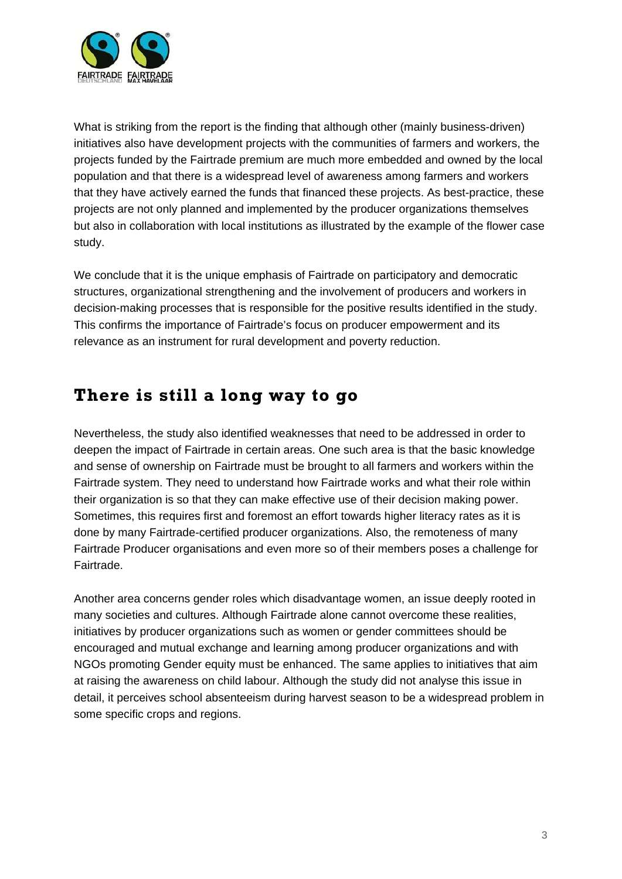What is striking from the report is the finding that although other (mainly business-driven) initiatives also have development projects with the communities of farmers and workers, the projects funded by the Fairtrade premium are much more embedded and owned by the local population and that there is a widespread level of awareness among farmers and workers that they have actively earned the funds that financed these projects. As best-practice, these projects are not only planned and implemented by the producer organizations themselves but also in collaboration with local institutions as illustrated by the example of the flower case study.

We conclude that it is the unique emphasis of Fairtrade on participatory and democratic structures, organizational strengthening and the involvement of producers and workers in decision-making processes that is responsible for the positive results identified in the study. This confirms the importance of Fairtrade's focus on producer empowerment and its relevance as an instrument for rural development and poverty reduction.

## There is still a long way to go

Nevertheless, the study also identified weaknesses that need to be addressed in order to deepen the impact of Fairtrade in certain areas. One such area is that the basic knowledge and sense of ownership on Fairtrade must be brought to all farmers and workers within the Fairtrade system. They need to understand how Fairtrade works and what their role within their organization is so that they can make effective use of their decision making power. Sometimes, this requires first and foremost an effort towards higher literacy rates as it is done by many Fairtrade-certified producer organizations. Also, the remoteness of many Fairtrade Producer organisations and even more so of their members poses a challenge for Fairtrade.

Another area concerns gender roles which disadvantage women, an issue deeply rooted in many societies and cultures. Although Fairtrade alone cannot overcome these realities, initiatives by producer organizations such as women or gender committees should be encouraged and mutual exchange and learning among producer organizations and with NGOs promoting Gender equity must be enhanced. The same applies to initiatives that aim at raising the awareness on child labour. Although the study did not analyse this issue in detail, it perceives school absenteeism during harvest season to be a widespread problem in some specific crops and regions.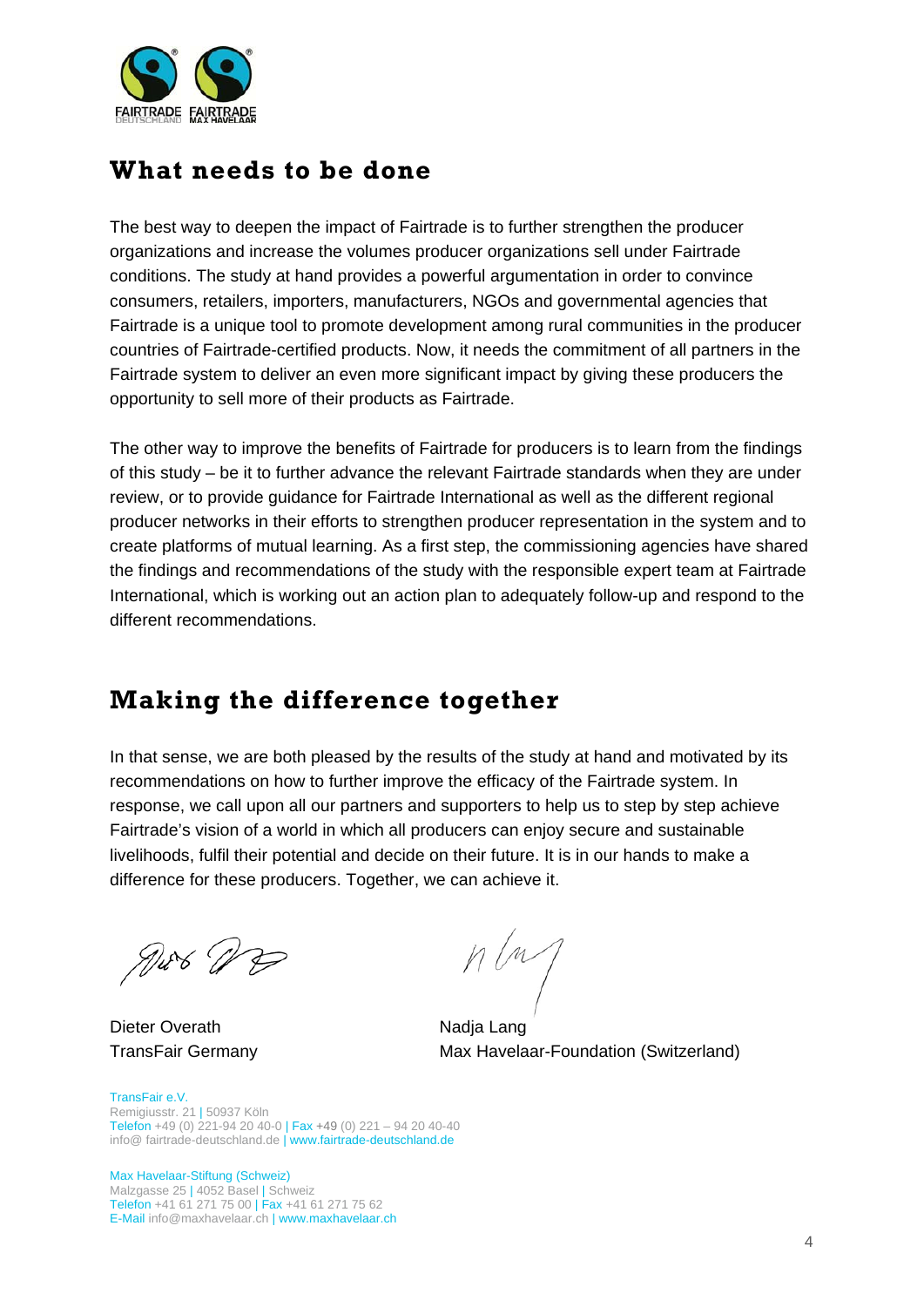## What needs to be done

The best way to deepen the impact of Fairtrade is to further strengthen the producer organizations and increase the volumes producer organizations sell under Fairtrade conditions. The study at hand provides a powerful argumentation in order to convince consumers, retailers, importers, manufacturers, NGOs and governmental agencies that Fairtrade is a unique tool to promote development among rural communities in the producer countries of Fairtrade-certified products. Now, it needs the commitment of all partners in the Fairtrade system to deliver an even more significant impact by giving these producers the opportunity to sell more of their products as Fairtrade.

The other way to improve the benefits of Fairtrade for producers is to learn from the findings of this study – be it to further advance the relevant Fairtrade standards when they are under review, or to provide guidance for Fairtrade International as well as the different regional producer networks in their efforts to strengthen producer representation in the system and to create platforms of mutual learning. As a first step, the commissioning agencies have shared the findings and recommendations of the study with the responsible expert team at Fairtrade International, which is working out an action plan to adequately follow-up and respond to the different recommendations.

## Making the difference together

In that sense, we are both pleased by the results of the study at hand and motivated by its recommendations on how to further improve the efficacy of the Fairtrade system. In response, we call upon all our partners and supporters to help us to step by step achieve Fairtrade's vision of a world in which all producers can enjoy secure and sustainable livelihoods, fulfil their potential and decide on their future. It is in our hands to make a difference for these producers. Together, we can achieve it.

Dieter Overath
TransFair Germany

Nadja Lang
Max Havelaar-Foundation (Switzerland)

TransFair e.V.
Remigiusstr. 21 | 50937 Köln
Telefon +49 (0) 221-94 20 40-0 | Fax +49 (0) 221 – 94 20 40-40
info@ fairtrade-deutschland.de | www.fairtrade-deutschland.de

Max Havelaar-Stiftung (Schweiz)
Malzgasse 25 | 4052 Basel | Schweiz
Telefon +41 61 271 75 00 | Fax +41 61 271 75 62
E-Mail info@maxhavelaar.ch | www.maxhavelaar.ch